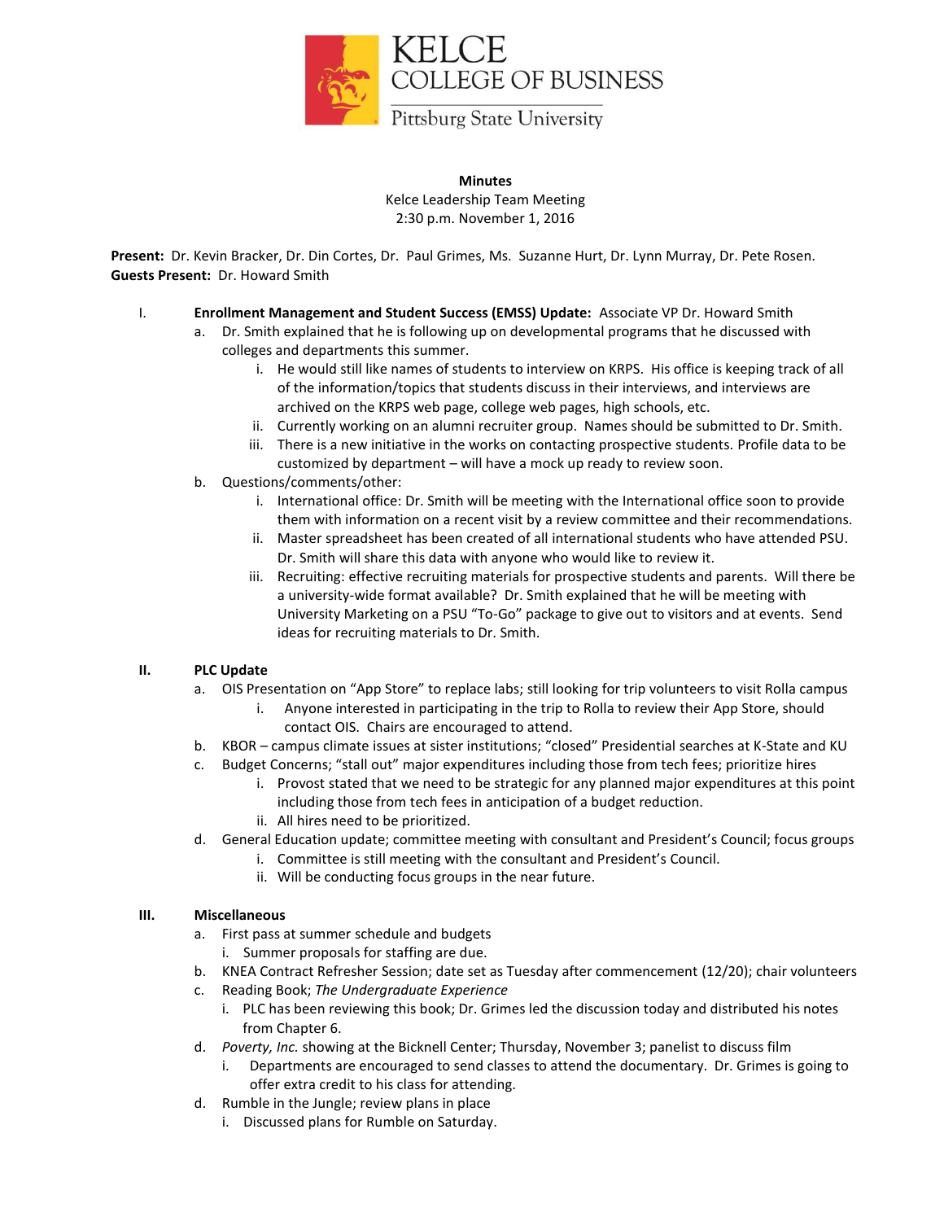KELCE COLLEGE OF BUSINESS
Pittsburg State University

**Minutes**
Kelce Leadership Team Meeting
2:30 p.m. November 1, 2016

**Present:** Dr. Kevin Bracker, Dr. Din Cortes, Dr. Paul Grimes, Ms. Suzanne Hurt, Dr. Lynn Murray, Dr. Pete Rosen.
**Guests Present:** Dr. Howard Smith

I. **Enrollment Management and Student Success (EMSS) Update:** Associate VP Dr. Howard Smith
   a. Dr. Smith explained that he is following up on developmental programs that he discussed with colleges and departments this summer.
      i. He would still like names of students to interview on KRPS. His office is keeping track of all of the information/topics that students discuss in their interviews, and interviews are archived on the KRPS web page, college web pages, high schools, etc.
      ii. Currently working on an alumni recruiter group. Names should be submitted to Dr. Smith.
      iii. There is a new initiative in the works on contacting prospective students. Profile data to be customized by department – will have a mock up ready to review soon.
   b. Questions/comments/other:
      i. International office: Dr. Smith will be meeting with the International office soon to provide them with information on a recent visit by a review committee and their recommendations.
      ii. Master spreadsheet has been created of all international students who have attended PSU. Dr. Smith will share this data with anyone who would like to review it.
      iii. Recruiting: effective recruiting materials for prospective students and parents. Will there be a university-wide format available? Dr. Smith explained that he will be meeting with University Marketing on a PSU "To-Go" package to give out to visitors and at events. Send ideas for recruiting materials to Dr. Smith.

II. **PLC Update**
   a. OIS Presentation on "App Store" to replace labs; still looking for trip volunteers to visit Rolla campus
      i. Anyone interested in participating in the trip to Rolla to review their App Store, should contact OIS. Chairs are encouraged to attend.
   b. KBOR – campus climate issues at sister institutions; "closed" Presidential searches at K-State and KU
   c. Budget Concerns; "stall out" major expenditures including those from tech fees; prioritize hires
      i. Provost stated that we need to be strategic for any planned major expenditures at this point including those from tech fees in anticipation of a budget reduction.
      ii. All hires need to be prioritized.
   d. General Education update; committee meeting with consultant and President's Council; focus groups
      i. Committee is still meeting with the consultant and President's Council.
      ii. Will be conducting focus groups in the near future.

III. **Miscellaneous**
   a. First pass at summer schedule and budgets
      i. Summer proposals for staffing are due.
   b. KNEA Contract Refresher Session; date set as Tuesday after commencement (12/20); chair volunteers
   c. Reading Book; *The Undergraduate Experience*
      i. PLC has been reviewing this book; Dr. Grimes led the discussion today and distributed his notes from Chapter 6.
   d. *Poverty, Inc.* showing at the Bicknell Center; Thursday, November 3; panelist to discuss film
      i. Departments are encouraged to send classes to attend the documentary. Dr. Grimes is going to offer extra credit to his class for attending.
   d. Rumble in the Jungle; review plans in place
      i. Discussed plans for Rumble on Saturday.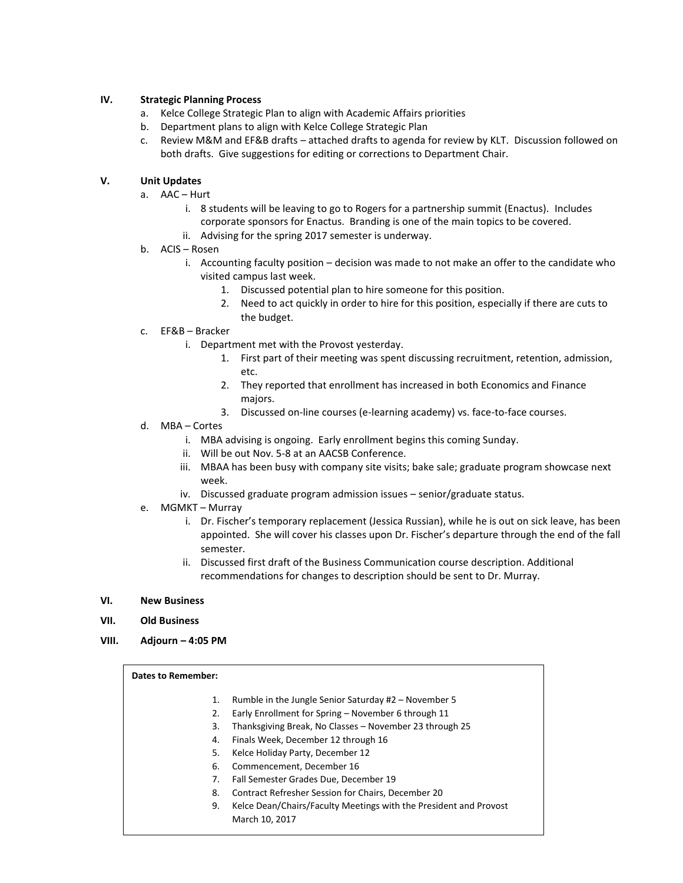**IV. Strategic Planning Process**

a. Kelce College Strategic Plan to align with Academic Affairs priorities
b. Department plans to align with Kelce College Strategic Plan
c. Review M&M and EF&B drafts – attached drafts to agenda for review by KLT. Discussion followed on both drafts. Give suggestions for editing or corrections to Department Chair.

**V. Unit Updates**

a. AAC – Hurt
   i. 8 students will be leaving to go to Rogers for a partnership summit (Enactus). Includes corporate sponsors for Enactus. Branding is one of the main topics to be covered.
   ii. Advising for the spring 2017 semester is underway.
b. ACIS – Rosen
   i. Accounting faculty position – decision was made to not make an offer to the candidate who visited campus last week.
      1. Discussed potential plan to hire someone for this position.
      2. Need to act quickly in order to hire for this position, especially if there are cuts to the budget.
c. EF&B – Bracker
   i. Department met with the Provost yesterday.
      1. First part of their meeting was spent discussing recruitment, retention, admission, etc.
      2. They reported that enrollment has increased in both Economics and Finance majors.
      3. Discussed on-line courses (e-learning academy) vs. face-to-face courses.
d. MBA – Cortes
   i. MBA advising is ongoing. Early enrollment begins this coming Sunday.
   ii. Will be out Nov. 5-8 at an AACSB Conference.
   iii. MBAA has been busy with company site visits; bake sale; graduate program showcase next week.
   iv. Discussed graduate program admission issues – senior/graduate status.
e. MGMKT – Murray
   i. Dr. Fischer's temporary replacement (Jessica Russian), while he is out on sick leave, has been appointed. She will cover his classes upon Dr. Fischer's departure through the end of the fall semester.
   ii. Discussed first draft of the Business Communication course description. Additional recommendations for changes to description should be sent to Dr. Murray.

**VI. New Business**

**VII. Old Business**

**VIII. Adjourn – 4:05 PM**

**Dates to Remember:**

1. Rumble in the Jungle Senior Saturday #2 – November 5
2. Early Enrollment for Spring – November 6 through 11
3. Thanksgiving Break, No Classes – November 23 through 25
4. Finals Week, December 12 through 16
5. Kelce Holiday Party, December 12
6. Commencement, December 16
7. Fall Semester Grades Due, December 19
8. Contract Refresher Session for Chairs, December 20
9. Kelce Dean/Chairs/Faculty Meetings with the President and Provost March 10, 2017